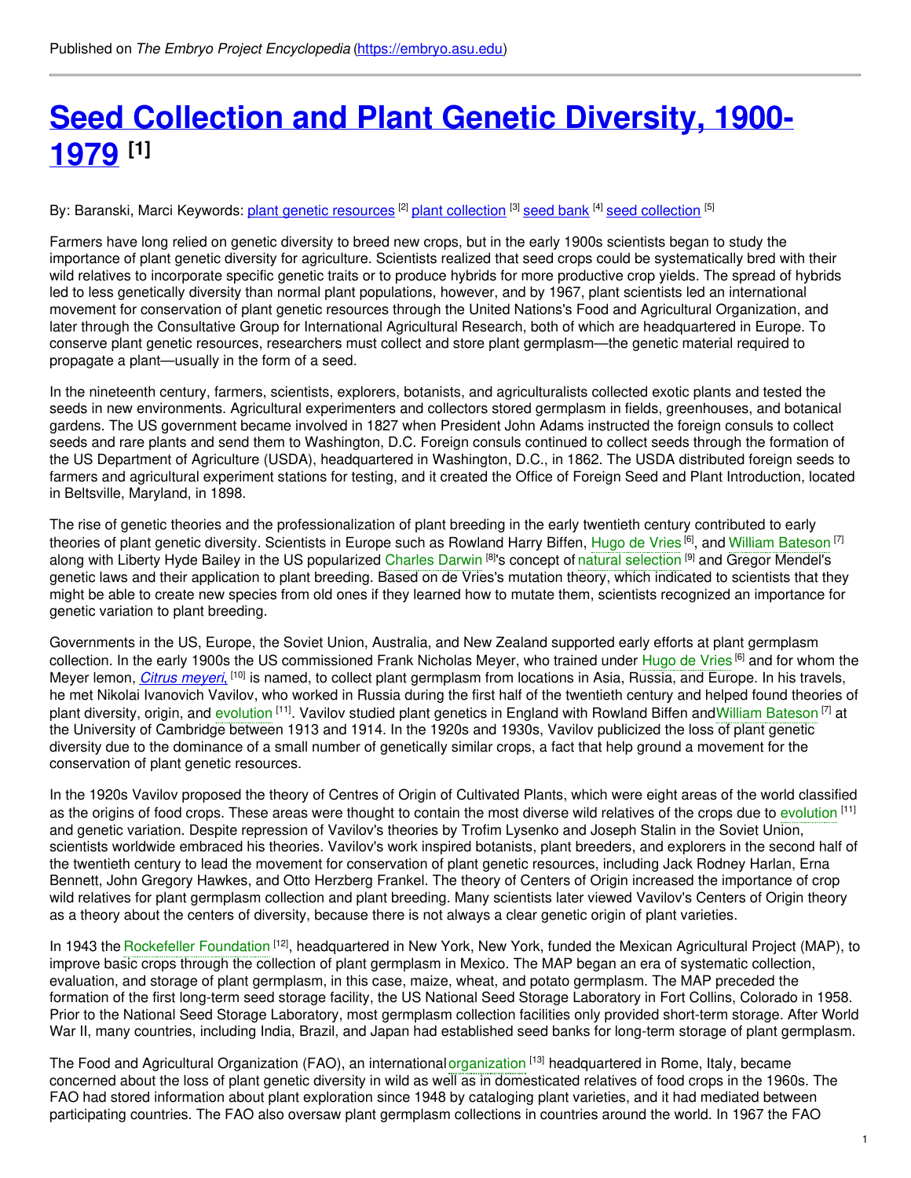Published on *The Embryo Project Encyclopedia* (https://embryo.asu.edu)

# Seed Collection and Plant Genetic Diversity, 1900-1979 [1]

By: Baranski, Marci Keywords: plant genetic resources [2] plant collection [3] seed bank [4] seed collection [5]

Farmers have long relied on genetic diversity to breed new crops, but in the early 1900s scientists began to study the importance of plant genetic diversity for agriculture. Scientists realized that seed crops could be systematically bred with their wild relatives to incorporate specific genetic traits or to produce hybrids for more productive crop yields. The spread of hybrids led to less genetically diversity than normal plant populations, however, and by 1967, plant scientists led an international movement for conservation of plant genetic resources through the United Nations's Food and Agricultural Organization, and later through the Consultative Group for International Agricultural Research, both of which are headquartered in Europe. To conserve plant genetic resources, researchers must collect and store plant germplasm—the genetic material required to propagate a plant—usually in the form of a seed.

In the nineteenth century, farmers, scientists, explorers, botanists, and agriculturalists collected exotic plants and tested the seeds in new environments. Agricultural experimenters and collectors stored germplasm in fields, greenhouses, and botanical gardens. The US government became involved in 1827 when President John Adams instructed the foreign consuls to collect seeds and rare plants and send them to Washington, D.C. Foreign consuls continued to collect seeds through the formation of the US Department of Agriculture (USDA), headquartered in Washington, D.C., in 1862. The USDA distributed foreign seeds to farmers and agricultural experiment stations for testing, and it created the Office of Foreign Seed and Plant Introduction, located in Beltsville, Maryland, in 1898.

The rise of genetic theories and the professionalization of plant breeding in the early twentieth century contributed to early theories of plant genetic diversity. Scientists in Europe such as Rowland Harry Biffen, Hugo de Vries [6], and William Bateson [7] along with Liberty Hyde Bailey in the US popularized Charles Darwin [8]'s concept of natural selection [9] and Gregor Mendel's genetic laws and their application to plant breeding. Based on de Vries's mutation theory, which indicated to scientists that they might be able to create new species from old ones if they learned how to mutate them, scientists recognized an importance for genetic variation to plant breeding.

Governments in the US, Europe, the Soviet Union, Australia, and New Zealand supported early efforts at plant germplasm collection. In the early 1900s the US commissioned Frank Nicholas Meyer, who trained under Hugo de Vries [6] and for whom the Meyer lemon, *Citrus meyeri*, [10] is named, to collect plant germplasm from locations in Asia, Russia, and Europe. In his travels, he met Nikolai Ivanovich Vavilov, who worked in Russia during the first half of the twentieth century and helped found theories of plant diversity, origin, and evolution [11]. Vavilov studied plant genetics in England with Rowland Biffen andWilliam Bateson [7] at the University of Cambridge between 1913 and 1914. In the 1920s and 1930s, Vavilov publicized the loss of plant genetic diversity due to the dominance of a small number of genetically similar crops, a fact that help ground a movement for the conservation of plant genetic resources.

In the 1920s Vavilov proposed the theory of Centres of Origin of Cultivated Plants, which were eight areas of the world classified as the origins of food crops. These areas were thought to contain the most diverse wild relatives of the crops due to evolution [11] and genetic variation. Despite repression of Vavilov's theories by Trofim Lysenko and Joseph Stalin in the Soviet Union, scientists worldwide embraced his theories. Vavilov's work inspired botanists, plant breeders, and explorers in the second half of the twentieth century to lead the movement for conservation of plant genetic resources, including Jack Rodney Harlan, Erna Bennett, John Gregory Hawkes, and Otto Herzberg Frankel. The theory of Centers of Origin increased the importance of crop wild relatives for plant germplasm collection and plant breeding. Many scientists later viewed Vavilov's Centers of Origin theory as a theory about the centers of diversity, because there is not always a clear genetic origin of plant varieties.

In 1943 the Rockefeller Foundation [12], headquartered in New York, New York, funded the Mexican Agricultural Project (MAP), to improve basic crops through the collection of plant germplasm in Mexico. The MAP began an era of systematic collection, evaluation, and storage of plant germplasm, in this case, maize, wheat, and potato germplasm. The MAP preceded the formation of the first long-term seed storage facility, the US National Seed Storage Laboratory in Fort Collins, Colorado in 1958. Prior to the National Seed Storage Laboratory, most germplasm collection facilities only provided short-term storage. After World War II, many countries, including India, Brazil, and Japan had established seed banks for long-term storage of plant germplasm.

The Food and Agricultural Organization (FAO), an internationalorganization [13] headquartered in Rome, Italy, became concerned about the loss of plant genetic diversity in wild as well as in domesticated relatives of food crops in the 1960s. The FAO had stored information about plant exploration since 1948 by cataloging plant varieties, and it had mediated between participating countries. The FAO also oversaw plant germplasm collections in countries around the world. In 1967 the FAO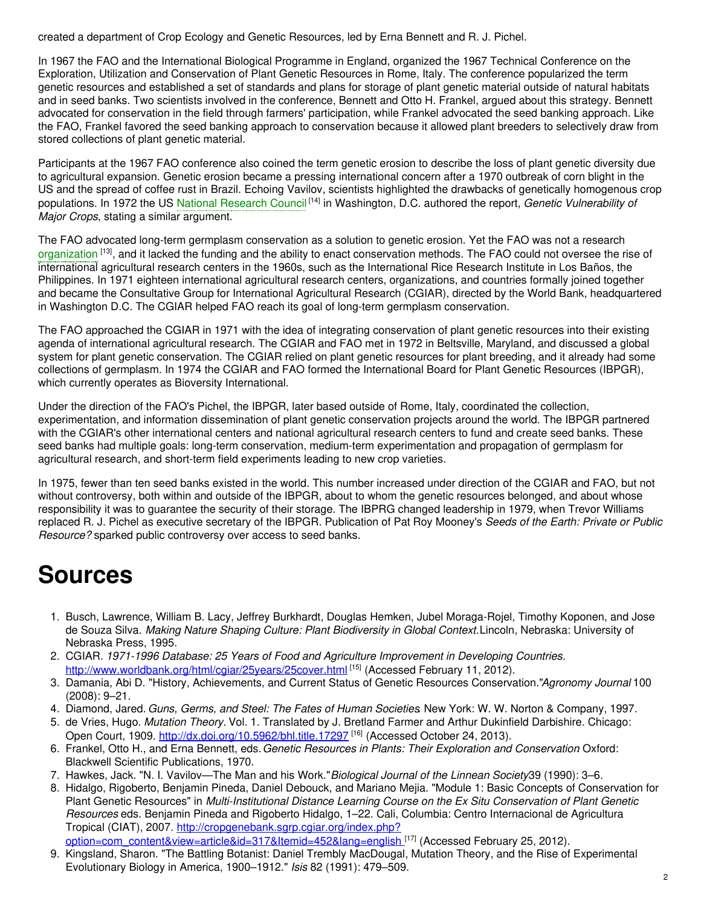created a department of Crop Ecology and Genetic Resources, led by Erna Bennett and R. J. Pichel.

In 1967 the FAO and the International Biological Programme in England, organized the 1967 Technical Conference on the Exploration, Utilization and Conservation of Plant Genetic Resources in Rome, Italy. The conference popularized the term genetic resources and established a set of standards and plans for storage of plant genetic material outside of natural habitats and in seed banks. Two scientists involved in the conference, Bennett and Otto H. Frankel, argued about this strategy. Bennett advocated for conservation in the field through farmers' participation, while Frankel advocated the seed banking approach. Like the FAO, Frankel favored the seed banking approach to conservation because it allowed plant breeders to selectively draw from stored collections of plant genetic material.

Participants at the 1967 FAO conference also coined the term genetic erosion to describe the loss of plant genetic diversity due to agricultural expansion. Genetic erosion became a pressing international concern after a 1970 outbreak of corn blight in the US and the spread of coffee rust in Brazil. Echoing Vavilov, scientists highlighted the drawbacks of genetically homogenous crop populations. In 1972 the US National Research Council [14] in Washington, D.C. authored the report, *Genetic Vulnerability of Major Crops*, stating a similar argument.

The FAO advocated long-term germplasm conservation as a solution to genetic erosion. Yet the FAO was not a research organization [13], and it lacked the funding and the ability to enact conservation methods. The FAO could not oversee the rise of international agricultural research centers in the 1960s, such as the International Rice Research Institute in Los Baños, the Philippines. In 1971 eighteen international agricultural research centers, organizations, and countries formally joined together and became the Consultative Group for International Agricultural Research (CGIAR), directed by the World Bank, headquartered in Washington D.C. The CGIAR helped FAO reach its goal of long-term germplasm conservation.

The FAO approached the CGIAR in 1971 with the idea of integrating conservation of plant genetic resources into their existing agenda of international agricultural research. The CGIAR and FAO met in 1972 in Beltsville, Maryland, and discussed a global system for plant genetic conservation. The CGIAR relied on plant genetic resources for plant breeding, and it already had some collections of germplasm. In 1974 the CGIAR and FAO formed the International Board for Plant Genetic Resources (IBPGR), which currently operates as Bioversity International.

Under the direction of the FAO's Pichel, the IBPGR, later based outside of Rome, Italy, coordinated the collection, experimentation, and information dissemination of plant genetic conservation projects around the world. The IBPGR partnered with the CGIAR's other international centers and national agricultural research centers to fund and create seed banks. These seed banks had multiple goals: long-term conservation, medium-term experimentation and propagation of germplasm for agricultural research, and short-term field experiments leading to new crop varieties.

In 1975, fewer than ten seed banks existed in the world. This number increased under direction of the CGIAR and FAO, but not without controversy, both within and outside of the IBPGR, about to whom the genetic resources belonged, and about whose responsibility it was to guarantee the security of their storage. The IBPRG changed leadership in 1979, when Trevor Williams replaced R. J. Pichel as executive secretary of the IBPGR. Publication of Pat Roy Mooney's *Seeds of the Earth: Private or Public Resource?* sparked public controversy over access to seed banks.

# Sources

1. Busch, Lawrence, William B. Lacy, Jeffrey Burkhardt, Douglas Hemken, Jubel Moraga-Rojel, Timothy Koponen, and Jose de Souza Silva. *Making Nature Shaping Culture: Plant Biodiversity in Global Context.* Lincoln, Nebraska: University of Nebraska Press, 1995.
2. CGIAR. *1971-1996 Database: 25 Years of Food and Agriculture Improvement in Developing Countries.* http://www.worldbank.org/html/cgiar/25years/25cover.html [15] (Accessed February 11, 2012).
3. Damania, Abi D. "History, Achievements, and Current Status of Genetic Resources Conservation." *Agronomy Journal* 100 (2008): 9–21.
4. Diamond, Jared. *Guns, Germs, and Steel: The Fates of Human Societies*. New York: W. W. Norton & Company, 1997.
5. de Vries, Hugo. *Mutation Theory.* Vol. 1. Translated by J. Bretland Farmer and Arthur Dukinfield Darbishire. Chicago: Open Court, 1909. http://dx.doi.org/10.5962/bhl.title.17297 [16] (Accessed October 24, 2013).
6. Frankel, Otto H., and Erna Bennett, eds. *Genetic Resources in Plants: Their Exploration and Conservation* Oxford: Blackwell Scientific Publications, 1970.
7. Hawkes, Jack. "N. I. Vavilov—The Man and his Work." *Biological Journal of the Linnean Society* 39 (1990): 3–6.
8. Hidalgo, Rigoberto, Benjamin Pineda, Daniel Debouck, and Mariano Mejia. "Module 1: Basic Concepts of Conservation for Plant Genetic Resources" in *Multi-Institutional Distance Learning Course on the Ex Situ Conservation of Plant Genetic Resources* eds. Benjamin Pineda and Rigoberto Hidalgo, 1–22. Cali, Columbia: Centro Internacional de Agricultura Tropical (CIAT), 2007. http://cropgenebank.sgrp.cgiar.org/index.php?option=com_content&view=article&id=317&Itemid=452&lang=english [17] (Accessed February 25, 2012).
9. Kingsland, Sharon. "The Battling Botanist: Daniel Trembly MacDougal, Mutation Theory, and the Rise of Experimental Evolutionary Biology in America, 1900–1912." *Isis* 82 (1991): 479–509.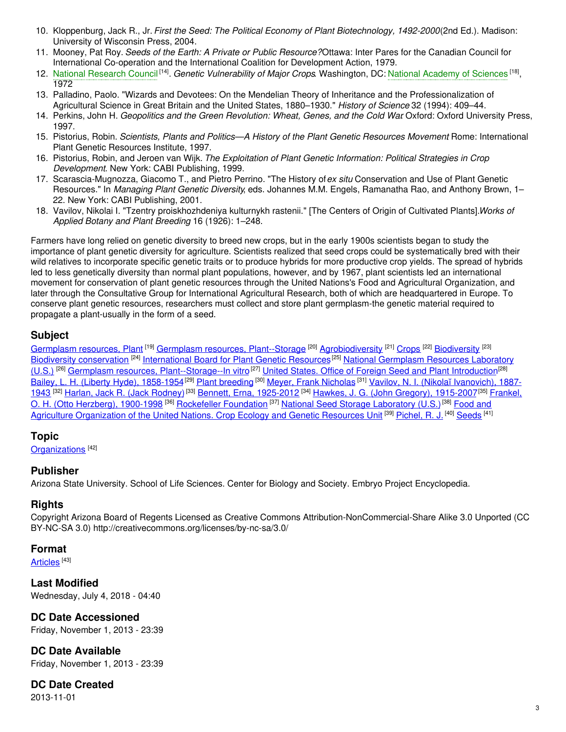10. Kloppenburg, Jack R., Jr. *First the Seed: The Political Economy of Plant Biotechnology, 1492-2000*(2nd Ed.). Madison: University of Wisconsin Press, 2004.
11. Mooney, Pat Roy. *Seeds of the Earth: A Private or Public Resource?*Ottawa: Inter Pares for the Canadian Council for International Co-operation and the International Coalition for Development Action, 1979.
12. National Research Council [14]. *Genetic Vulnerability of Major Crops*. Washington, DC: National Academy of Sciences [18], 1972
13. Palladino, Paolo. "Wizards and Devotees: On the Mendelian Theory of Inheritance and the Professionalization of Agricultural Science in Great Britain and the United States, 1880–1930." *History of Science* 32 (1994): 409–44.
14. Perkins, John H. *Geopolitics and the Green Revolution: Wheat, Genes, and the Cold War*. Oxford: Oxford University Press, 1997.
15. Pistorius, Robin. *Scientists, Plants and Politics—A History of the Plant Genetic Resources Movement*. Rome: International Plant Genetic Resources Institute, 1997.
16. Pistorius, Robin, and Jeroen van Wijk. *The Exploitation of Plant Genetic Information: Political Strategies in Crop Development*. New York: CABI Publishing, 1999.
17. Scarascia-Mugnozza, Giacomo T., and Pietro Perrino. "The History of *ex situ* Conservation and Use of Plant Genetic Resources." In *Managing Plant Genetic Diversity*, eds. Johannes M.M. Engels, Ramanatha Rao, and Anthony Brown, 1–22. New York: CABI Publishing, 2001.
18. Vavilov, Nikolai I. "Tzentry proiskhozhdeniya kulturnykh rastenii." [The Centers of Origin of Cultivated Plants].*Works of Applied Botany and Plant Breeding* 16 (1926): 1–248.

Farmers have long relied on genetic diversity to breed new crops, but in the early 1900s scientists began to study the importance of plant genetic diversity for agriculture. Scientists realized that seed crops could be systematically bred with their wild relatives to incorporate specific genetic traits or to produce hybrids for more productive crop yields. The spread of hybrids led to less genetically diversity than normal plant populations, however, and by 1967, plant scientists led an international movement for conservation of plant genetic resources through the United Nations's Food and Agricultural Organization, and later through the Consultative Group for International Agricultural Research, both of which are headquartered in Europe. To conserve plant genetic resources, researchers must collect and store plant germplasm-the genetic material required to propagate a plant-usually in the form of a seed.

## Subject

Germplasm resources, Plant [19] Germplasm resources, Plant--Storage [20] Agrobiodiversity [21] Crops [22] Biodiversity [23] Biodiversity conservation [24] International Board for Plant Genetic Resources [25] National Germplasm Resources Laboratory (U.S.) [26] Germplasm resources, Plant--Storage--In vitro [27] United States. Office of Foreign Seed and Plant Introduction [28] Bailey, L. H. (Liberty Hyde), 1858-1954 [29] Plant breeding [30] Meyer, Frank Nicholas [31] Vavilov, N. I. (Nikolaĭ Ivanovich), 1887-1943 [32] Harlan, Jack R. (Jack Rodney) [33] Bennett, Erna, 1925-2012 [34] Hawkes, J. G. (John Gregory), 1915-2007 [35] Frankel, O. H. (Otto Herzberg), 1900-1998 [36] Rockefeller Foundation [37] National Seed Storage Laboratory (U.S.) [38] Food and Agriculture Organization of the United Nations. Crop Ecology and Genetic Resources Unit [39] Pichel, R. J. [40] Seeds [41]

## Topic

Organizations [42]

## Publisher

Arizona State University. School of Life Sciences. Center for Biology and Society. Embryo Project Encyclopedia.

## Rights

Copyright Arizona Board of Regents Licensed as Creative Commons Attribution-NonCommercial-Share Alike 3.0 Unported (CC BY-NC-SA 3.0) http://creativecommons.org/licenses/by-nc-sa/3.0/

## Format

Articles [43]

## Last Modified

Wednesday, July 4, 2018 - 04:40

## DC Date Accessioned

Friday, November 1, 2013 - 23:39

## DC Date Available

Friday, November 1, 2013 - 23:39

## DC Date Created

2013-11-01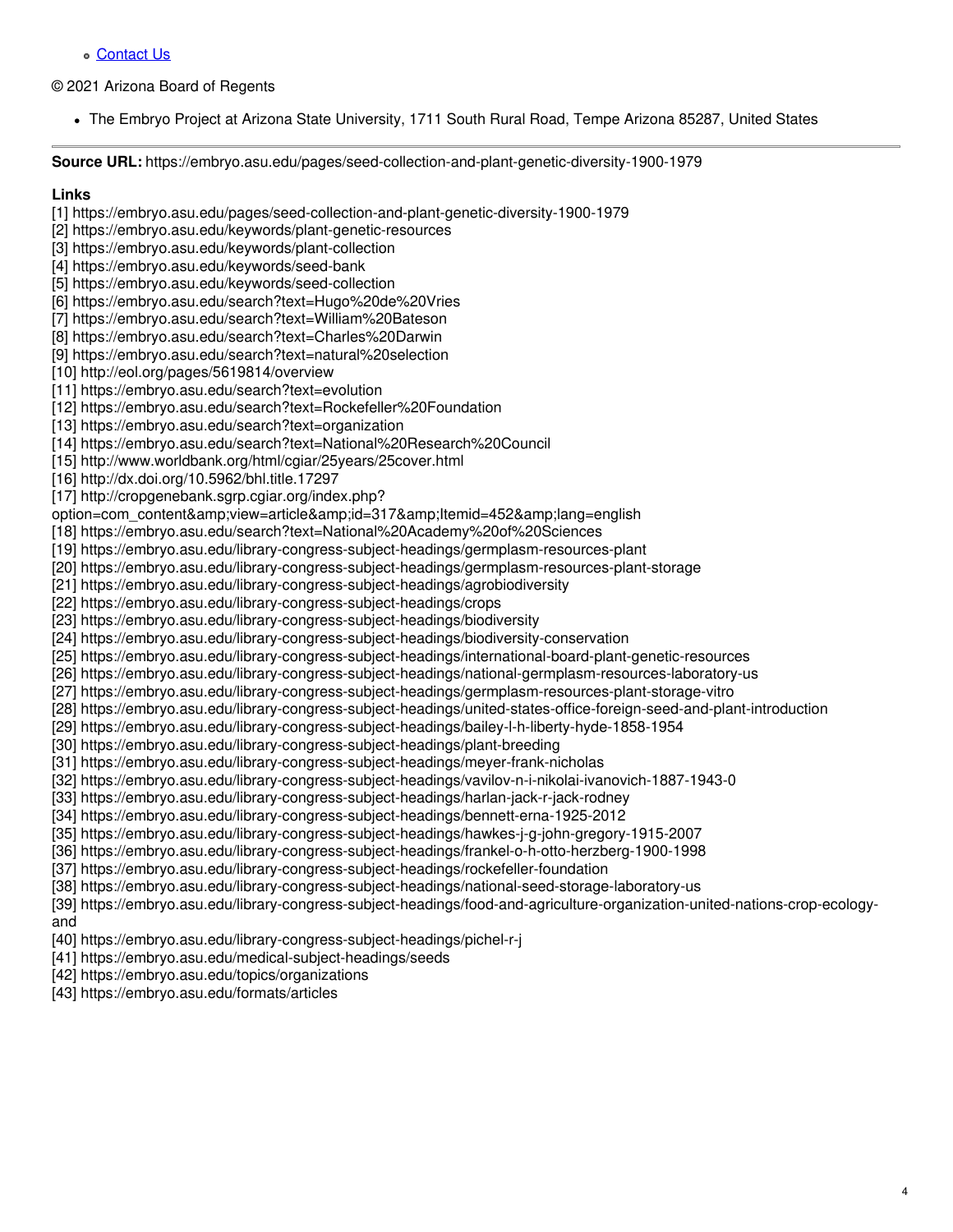- Contact Us

© 2021 Arizona Board of Regents

- The Embryo Project at Arizona State University, 1711 South Rural Road, Tempe Arizona 85287, United States

---

**Source URL:** https://embryo.asu.edu/pages/seed-collection-and-plant-genetic-diversity-1900-1979

**Links**

[1] https://embryo.asu.edu/pages/seed-collection-and-plant-genetic-diversity-1900-1979
[2] https://embryo.asu.edu/keywords/plant-genetic-resources
[3] https://embryo.asu.edu/keywords/plant-collection
[4] https://embryo.asu.edu/keywords/seed-bank
[5] https://embryo.asu.edu/keywords/seed-collection
[6] https://embryo.asu.edu/search?text=Hugo%20de%20Vries
[7] https://embryo.asu.edu/search?text=William%20Bateson
[8] https://embryo.asu.edu/search?text=Charles%20Darwin
[9] https://embryo.asu.edu/search?text=natural%20selection
[10] http://eol.org/pages/5619814/overview
[11] https://embryo.asu.edu/search?text=evolution
[12] https://embryo.asu.edu/search?text=Rockefeller%20Foundation
[13] https://embryo.asu.edu/search?text=organization
[14] https://embryo.asu.edu/search?text=National%20Research%20Council
[15] http://www.worldbank.org/html/cgiar/25years/25cover.html
[16] http://dx.doi.org/10.5962/bhl.title.17297
[17] http://cropgenebank.sgrp.cgiar.org/index.php?option=com_content&amp;view=article&amp;id=317&amp;Itemid=452&amp;lang=english
[18] https://embryo.asu.edu/search?text=National%20Academy%20of%20Sciences
[19] https://embryo.asu.edu/library-congress-subject-headings/germplasm-resources-plant
[20] https://embryo.asu.edu/library-congress-subject-headings/germplasm-resources-plant-storage
[21] https://embryo.asu.edu/library-congress-subject-headings/agrobiodiversity
[22] https://embryo.asu.edu/library-congress-subject-headings/crops
[23] https://embryo.asu.edu/library-congress-subject-headings/biodiversity
[24] https://embryo.asu.edu/library-congress-subject-headings/biodiversity-conservation
[25] https://embryo.asu.edu/library-congress-subject-headings/international-board-plant-genetic-resources
[26] https://embryo.asu.edu/library-congress-subject-headings/national-germplasm-resources-laboratory-us
[27] https://embryo.asu.edu/library-congress-subject-headings/germplasm-resources-plant-storage-vitro
[28] https://embryo.asu.edu/library-congress-subject-headings/united-states-office-foreign-seed-and-plant-introduction
[29] https://embryo.asu.edu/library-congress-subject-headings/bailey-l-h-liberty-hyde-1858-1954
[30] https://embryo.asu.edu/library-congress-subject-headings/plant-breeding
[31] https://embryo.asu.edu/library-congress-subject-headings/meyer-frank-nicholas
[32] https://embryo.asu.edu/library-congress-subject-headings/vavilov-n-i-nikolai-ivanovich-1887-1943-0
[33] https://embryo.asu.edu/library-congress-subject-headings/harlan-jack-r-jack-rodney
[34] https://embryo.asu.edu/library-congress-subject-headings/bennett-erna-1925-2012
[35] https://embryo.asu.edu/library-congress-subject-headings/hawkes-j-g-john-gregory-1915-2007
[36] https://embryo.asu.edu/library-congress-subject-headings/frankel-o-h-otto-herzberg-1900-1998
[37] https://embryo.asu.edu/library-congress-subject-headings/rockefeller-foundation
[38] https://embryo.asu.edu/library-congress-subject-headings/national-seed-storage-laboratory-us
[39] https://embryo.asu.edu/library-congress-subject-headings/food-and-agriculture-organization-united-nations-crop-ecology-and
[40] https://embryo.asu.edu/library-congress-subject-headings/pichel-r-j
[41] https://embryo.asu.edu/medical-subject-headings/seeds
[42] https://embryo.asu.edu/topics/organizations
[43] https://embryo.asu.edu/formats/articles